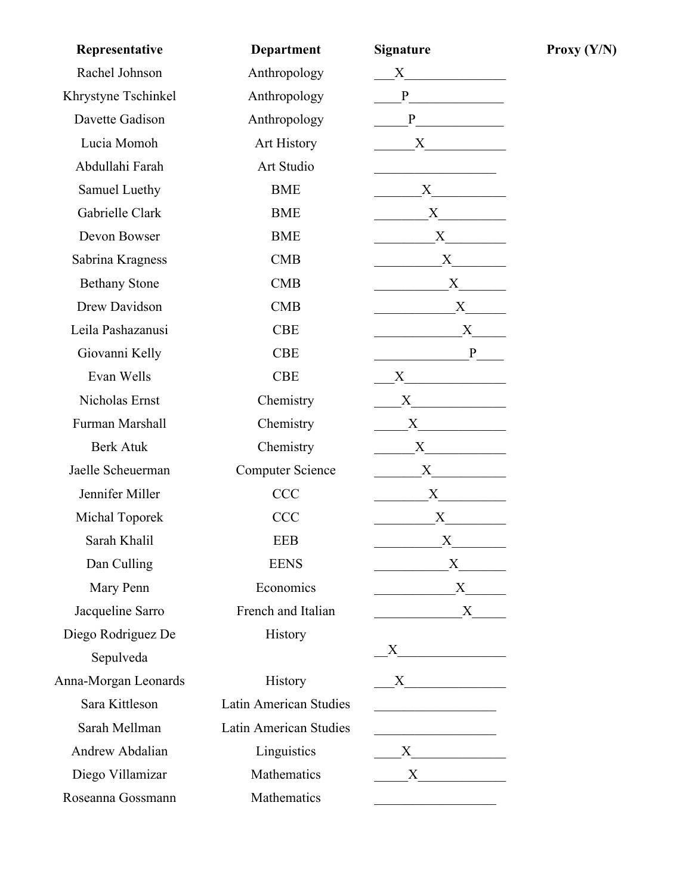| Representative | Department | Signature | Proxy (Y/N) |
| --- | --- | --- | --- |
| Rachel Johnson | Anthropology | X | |
| Khrystyne Tschinkel | Anthropology | P | |
| Davette Gadison | Anthropology | P | |
| Lucia Momoh | Art History | X | |
| Abdullahi Farah | Art Studio | | |
| Samuel Luethy | BME | X | |
| Gabrielle Clark | BME | X | |
| Devon Bowser | BME | X | |
| Sabrina Kragness | CMB | X | |
| Bethany Stone | CMB | X | |
| Drew Davidson | CMB | X | |
| Leila Pashazanusi | CBE | X | |
| Giovanni Kelly | CBE | P | |
| Evan Wells | CBE | X | |
| Nicholas Ernst | Chemistry | X | |
| Furman Marshall | Chemistry | X | |
| Berk Atuk | Chemistry | X | |
| Jaelle Scheuerman | Computer Science | X | |
| Jennifer Miller | CCC | X | |
| Michal Toporek | CCC | X | |
| Sarah Khalil | EEB | X | |
| Dan Culling | EENS | X | |
| Mary Penn | Economics | X | |
| Jacqueline Sarro | French and Italian | X | |
| Diego Rodriguez De Sepulveda | History | X | |
| Anna-Morgan Leonards | History | X | |
| Sara Kittleson | Latin American Studies | | |
| Sarah Mellman | Latin American Studies | | |
| Andrew Abdalian | Linguistics | X | |
| Diego Villamizar | Mathematics | X | |
| Roseanna Gossmann | Mathematics | | |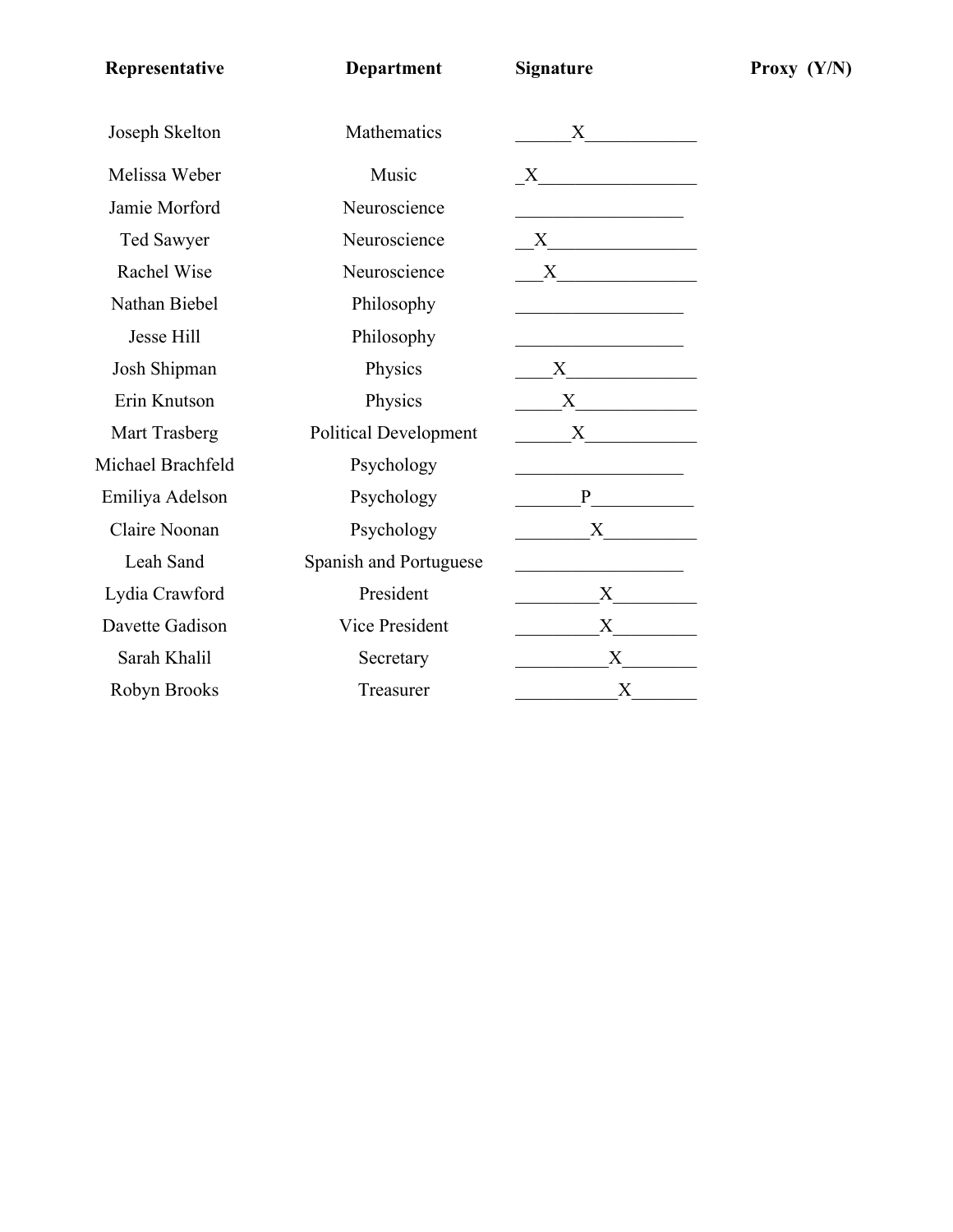| Representative | Department | Signature | Proxy (Y/N) |
|---|---|---|---|
| Joseph Skelton | Mathematics | X | |
| Melissa Weber | Music | X | |
| Jamie Morford | Neuroscience | | |
| Ted Sawyer | Neuroscience | X | |
| Rachel Wise | Neuroscience | X | |
| Nathan Biebel | Philosophy | | |
| Jesse Hill | Philosophy | | |
| Josh Shipman | Physics | X | |
| Erin Knutson | Physics | X | |
| Mart Trasberg | Political Development | X | |
| Michael Brachfeld | Psychology | | |
| Emiliya Adelson | Psychology | P | |
| Claire Noonan | Psychology | X | |
| Leah Sand | Spanish and Portuguese | | |
| Lydia Crawford | President | X | |
| Davette Gadison | Vice President | X | |
| Sarah Khalil | Secretary | X | |
| Robyn Brooks | Treasurer | X | |